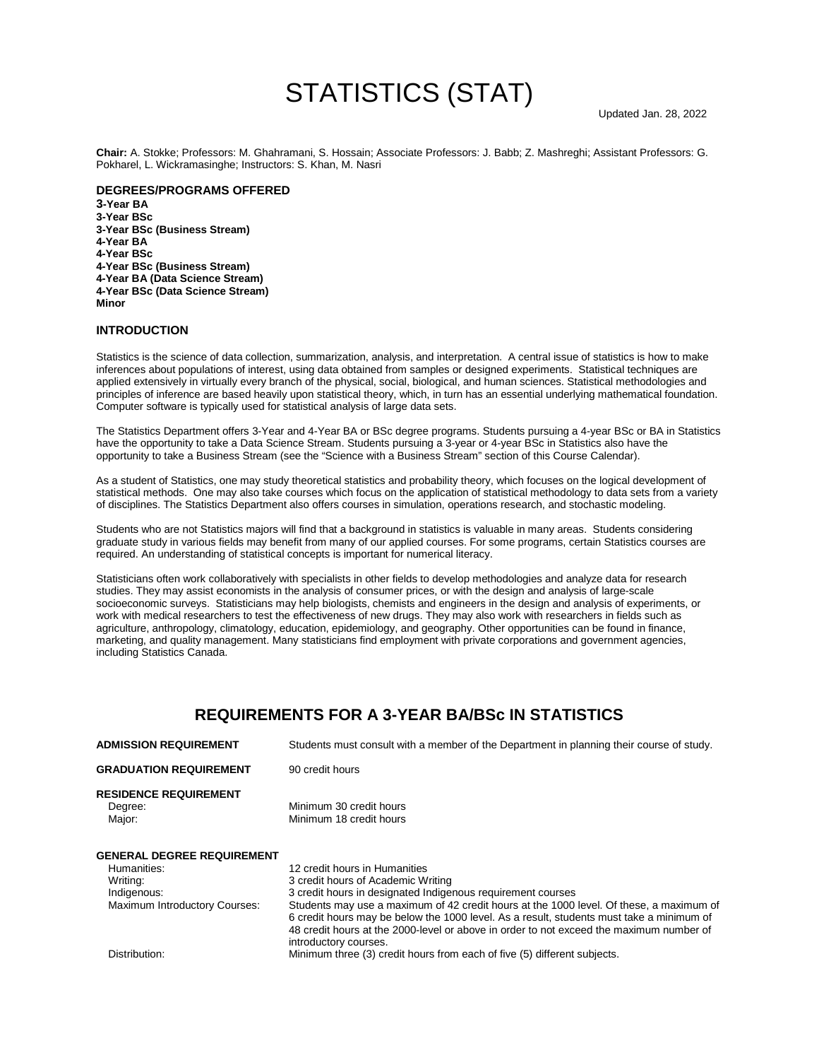# STATISTICS (STAT)

Updated Jan. 28, 2022

**Chair:** A. Stokke; Professors: M. Ghahramani, S. Hossain; Associate Professors: J. Babb; Z. Mashreghi; Assistant Professors: G. Pokharel, L. Wickramasinghe; Instructors: S. Khan, M. Nasri

### DEGREES/PROGRAMS OFFERED

**3-Year BA**
**3-Year BSc**
**3-Year BSc (Business Stream)**
**4-Year BA**
**4-Year BSc**
**4-Year BSc (Business Stream)**
**4-Year BA (Data Science Stream)**
**4-Year BSc (Data Science Stream)**
**Minor**

### INTRODUCTION

Statistics is the science of data collection, summarization, analysis, and interpretation. A central issue of statistics is how to make inferences about populations of interest, using data obtained from samples or designed experiments. Statistical techniques are applied extensively in virtually every branch of the physical, social, biological, and human sciences. Statistical methodologies and principles of inference are based heavily upon statistical theory, which, in turn has an essential underlying mathematical foundation. Computer software is typically used for statistical analysis of large data sets.

The Statistics Department offers 3-Year and 4-Year BA or BSc degree programs. Students pursuing a 4-year BSc or BA in Statistics have the opportunity to take a Data Science Stream. Students pursuing a 3-year or 4-year BSc in Statistics also have the opportunity to take a Business Stream (see the "Science with a Business Stream" section of this Course Calendar).

As a student of Statistics, one may study theoretical statistics and probability theory, which focuses on the logical development of statistical methods. One may also take courses which focus on the application of statistical methodology to data sets from a variety of disciplines. The Statistics Department also offers courses in simulation, operations research, and stochastic modeling.

Students who are not Statistics majors will find that a background in statistics is valuable in many areas. Students considering graduate study in various fields may benefit from many of our applied courses. For some programs, certain Statistics courses are required. An understanding of statistical concepts is important for numerical literacy.

Statisticians often work collaboratively with specialists in other fields to develop methodologies and analyze data for research studies. They may assist economists in the analysis of consumer prices, or with the design and analysis of large-scale socioeconomic surveys. Statisticians may help biologists, chemists and engineers in the design and analysis of experiments, or work with medical researchers to test the effectiveness of new drugs. They may also work with researchers in fields such as agriculture, anthropology, climatology, education, epidemiology, and geography. Other opportunities can be found in finance, marketing, and quality management. Many statisticians find employment with private corporations and government agencies, including Statistics Canada.

## REQUIREMENTS FOR A 3-YEAR BA/BSc IN STATISTICS

**ADMISSION REQUIREMENT** — Students must consult with a member of the Department in planning their course of study.

**GRADUATION REQUIREMENT** — 90 credit hours

**RESIDENCE REQUIREMENT**

| | |
|---|---|
| Degree: | Minimum 30 credit hours |
| Major: | Minimum 18 credit hours |

**GENERAL DEGREE REQUIREMENT**

| | |
|---|---|
| Humanities: | 12 credit hours in Humanities |
| Writing: | 3 credit hours of Academic Writing |
| Indigenous: | 3 credit hours in designated Indigenous requirement courses |
| Maximum Introductory Courses: | Students may use a maximum of 42 credit hours at the 1000 level. Of these, a maximum of 6 credit hours may be below the 1000 level. As a result, students must take a minimum of 48 credit hours at the 2000-level or above in order to not exceed the maximum number of introductory courses. |
| Distribution: | Minimum three (3) credit hours from each of five (5) different subjects. |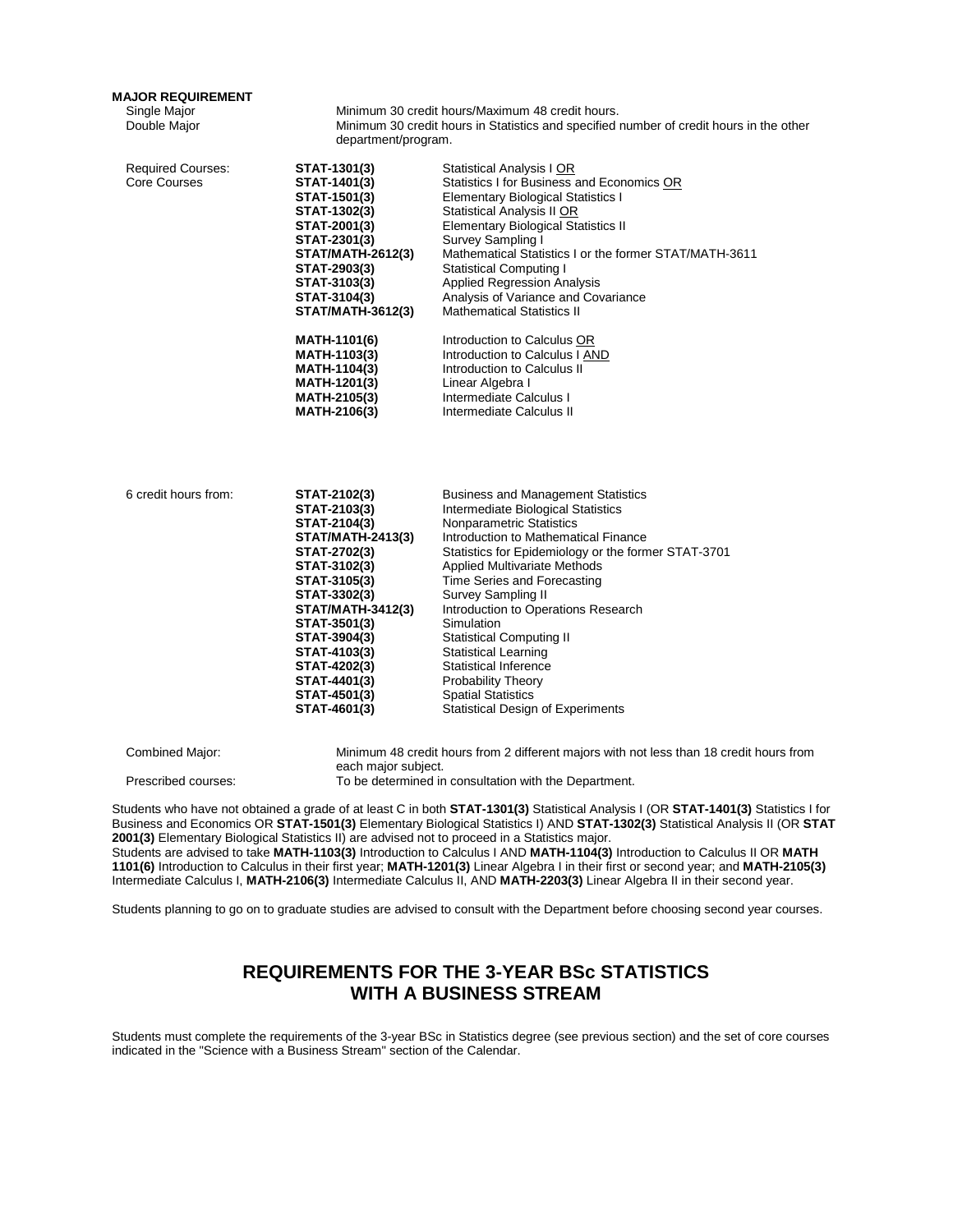**MAJOR REQUIREMENT**

| | |
|---|---|
| Single Major | Minimum 30 credit hours/Maximum 48 credit hours. |
| Double Major | Minimum 30 credit hours in Statistics and specified number of credit hours in the other department/program. |

| | | |
|---|---|---|
| Required Courses: Core Courses | **STAT-1301(3)** | Statistical Analysis I OR |
| | **STAT-1401(3)** | Statistics I for Business and Economics OR |
| | **STAT-1501(3)** | Elementary Biological Statistics I |
| | **STAT-1302(3)** | Statistical Analysis II OR |
| | **STAT-2001(3)** | Elementary Biological Statistics II |
| | **STAT-2301(3)** | Survey Sampling I |
| | **STAT/MATH-2612(3)** | Mathematical Statistics I or the former STAT/MATH-3611 |
| | **STAT-2903(3)** | Statistical Computing I |
| | **STAT-3103(3)** | Applied Regression Analysis |
| | **STAT-3104(3)** | Analysis of Variance and Covariance |
| | **STAT/MATH-3612(3)** | Mathematical Statistics II |
| | **MATH-1101(6)** | Introduction to Calculus OR |
| | **MATH-1103(3)** | Introduction to Calculus I AND |
| | **MATH-1104(3)** | Introduction to Calculus II |
| | **MATH-1201(3)** | Linear Algebra I |
| | **MATH-2105(3)** | Intermediate Calculus I |
| | **MATH-2106(3)** | Intermediate Calculus II |

| | | |
|---|---|---|
| 6 credit hours from: | **STAT-2102(3)** | Business and Management Statistics |
| | **STAT-2103(3)** | Intermediate Biological Statistics |
| | **STAT-2104(3)** | Nonparametric Statistics |
| | **STAT/MATH-2413(3)** | Introduction to Mathematical Finance |
| | **STAT-2702(3)** | Statistics for Epidemiology or the former STAT-3701 |
| | **STAT-3102(3)** | Applied Multivariate Methods |
| | **STAT-3105(3)** | Time Series and Forecasting |
| | **STAT-3302(3)** | Survey Sampling II |
| | **STAT/MATH-3412(3)** | Introduction to Operations Research |
| | **STAT-3501(3)** | Simulation |
| | **STAT-3904(3)** | Statistical Computing II |
| | **STAT-4103(3)** | Statistical Learning |
| | **STAT-4202(3)** | Statistical Inference |
| | **STAT-4401(3)** | Probability Theory |
| | **STAT-4501(3)** | Spatial Statistics |
| | **STAT-4601(3)** | Statistical Design of Experiments |

| | |
|---|---|
| Combined Major: | Minimum 48 credit hours from 2 different majors with not less than 18 credit hours from each major subject. |
| Prescribed courses: | To be determined in consultation with the Department. |

Students who have not obtained a grade of at least C in both **STAT-1301(3)** Statistical Analysis I (OR **STAT-1401(3)** Statistics I for Business and Economics OR **STAT-1501(3)** Elementary Biological Statistics I) AND **STAT-1302(3)** Statistical Analysis II (OR **STAT 2001(3)** Elementary Biological Statistics II) are advised not to proceed in a Statistics major.
Students are advised to take **MATH-1103(3)** Introduction to Calculus I AND **MATH-1104(3)** Introduction to Calculus II OR **MATH 1101(6)** Introduction to Calculus in their first year; **MATH-1201(3)** Linear Algebra I in their first or second year; and **MATH-2105(3)** Intermediate Calculus I, **MATH-2106(3)** Intermediate Calculus II, AND **MATH-2203(3)** Linear Algebra II in their second year.

Students planning to go on to graduate studies are advised to consult with the Department before choosing second year courses.

## REQUIREMENTS FOR THE 3-YEAR BSc STATISTICS WITH A BUSINESS STREAM

Students must complete the requirements of the 3-year BSc in Statistics degree (see previous section) and the set of core courses indicated in the "Science with a Business Stream" section of the Calendar.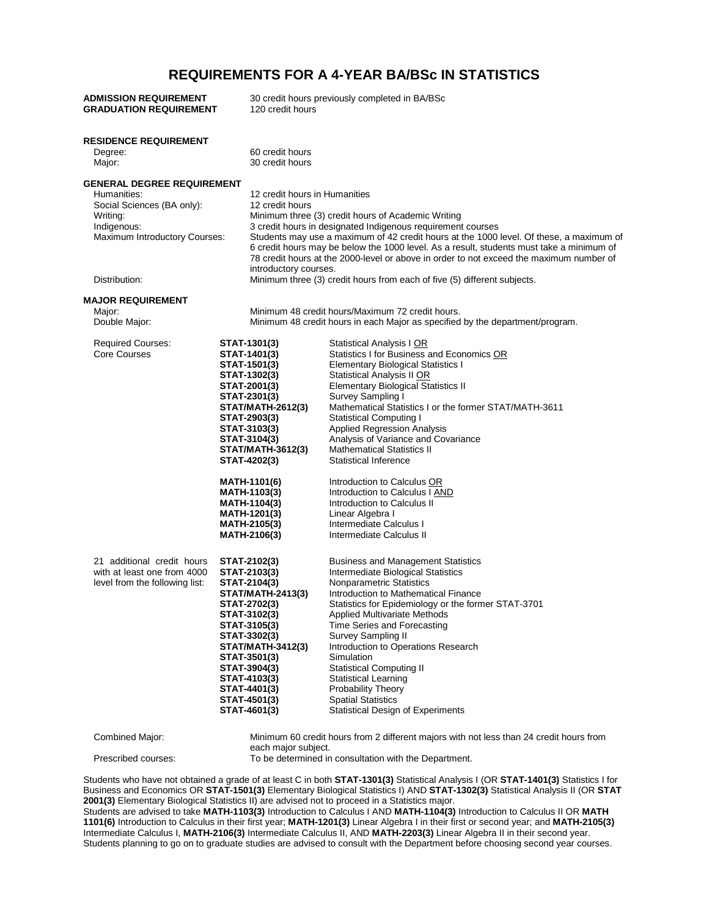# REQUIREMENTS FOR A 4-YEAR BA/BSc IN STATISTICS

**ADMISSION REQUIREMENT** 30 credit hours previously completed in BA/BSc
**GRADUATION REQUIREMENT** 120 credit hours

**RESIDENCE REQUIREMENT**

| | |
|---|---|
| Degree: | 60 credit hours |
| Major: | 30 credit hours |

**GENERAL DEGREE REQUIREMENT**

| | |
|---|---|
| Humanities: | 12 credit hours in Humanities |
| Social Sciences (BA only): | 12 credit hours |
| Writing: | Minimum three (3) credit hours of Academic Writing |
| Indigenous: | 3 credit hours in designated Indigenous requirement courses |
| Maximum Introductory Courses: | Students may use a maximum of 42 credit hours at the 1000 level. Of these, a maximum of 6 credit hours may be below the 1000 level. As a result, students must take a minimum of 78 credit hours at the 2000-level or above in order to not exceed the maximum number of introductory courses. |
| Distribution: | Minimum three (3) credit hours from each of five (5) different subjects. |

**MAJOR REQUIREMENT**

| | |
|---|---|
| Major: | Minimum 48 credit hours/Maximum 72 credit hours. |
| Double Major: | Minimum 48 credit hours in each Major as specified by the department/program. |

| | | |
|---|---|---|
| Required Courses: Core Courses | **STAT-1301(3)** | Statistical Analysis I OR |
| | **STAT-1401(3)** | Statistics I for Business and Economics OR |
| | **STAT-1501(3)** | Elementary Biological Statistics I |
| | **STAT-1302(3)** | Statistical Analysis II OR |
| | **STAT-2001(3)** | Elementary Biological Statistics II |
| | **STAT-2301(3)** | Survey Sampling I |
| | **STAT/MATH-2612(3)** | Mathematical Statistics I or the former STAT/MATH-3611 |
| | **STAT-2903(3)** | Statistical Computing I |
| | **STAT-3103(3)** | Applied Regression Analysis |
| | **STAT-3104(3)** | Analysis of Variance and Covariance |
| | **STAT/MATH-3612(3)** | Mathematical Statistics II |
| | **STAT-4202(3)** | Statistical Inference |
| | **MATH-1101(6)** | Introduction to Calculus OR |
| | **MATH-1103(3)** | Introduction to Calculus I AND |
| | **MATH-1104(3)** | Introduction to Calculus II |
| | **MATH-1201(3)** | Linear Algebra I |
| | **MATH-2105(3)** | Intermediate Calculus I |
| | **MATH-2106(3)** | Intermediate Calculus II |
| 21 additional credit hours with at least one from 4000 level from the following list: | **STAT-2102(3)** | Business and Management Statistics |
| | **STAT-2103(3)** | Intermediate Biological Statistics |
| | **STAT-2104(3)** | Nonparametric Statistics |
| | **STAT/MATH-2413(3)** | Introduction to Mathematical Finance |
| | **STAT-2702(3)** | Statistics for Epidemiology or the former STAT-3701 |
| | **STAT-3102(3)** | Applied Multivariate Methods |
| | **STAT-3105(3)** | Time Series and Forecasting |
| | **STAT-3302(3)** | Survey Sampling II |
| | **STAT/MATH-3412(3)** | Introduction to Operations Research |
| | **STAT-3501(3)** | Simulation |
| | **STAT-3904(3)** | Statistical Computing II |
| | **STAT-4103(3)** | Statistical Learning |
| | **STAT-4401(3)** | Probability Theory |
| | **STAT-4501(3)** | Spatial Statistics |
| | **STAT-4601(3)** | Statistical Design of Experiments |

| | |
|---|---|
| Combined Major: | Minimum 60 credit hours from 2 different majors with not less than 24 credit hours from each major subject. |
| Prescribed courses: | To be determined in consultation with the Department. |

Students who have not obtained a grade of at least C in both **STAT-1301(3)** Statistical Analysis I (OR **STAT-1401(3)** Statistics I for Business and Economics OR **STAT-1501(3)** Elementary Biological Statistics I) AND **STAT-1302(3)** Statistical Analysis II (OR **STAT 2001(3)** Elementary Biological Statistics II) are advised not to proceed in a Statistics major.
Students are advised to take **MATH-1103(3)** Introduction to Calculus I AND **MATH-1104(3)** Introduction to Calculus II OR **MATH 1101(6)** Introduction to Calculus in their first year; **MATH-1201(3)** Linear Algebra I in their first or second year; and **MATH-2105(3)** Intermediate Calculus I, **MATH-2106(3)** Intermediate Calculus II, AND **MATH-2203(3)** Linear Algebra II in their second year.
Students planning to go on to graduate studies are advised to consult with the Department before choosing second year courses.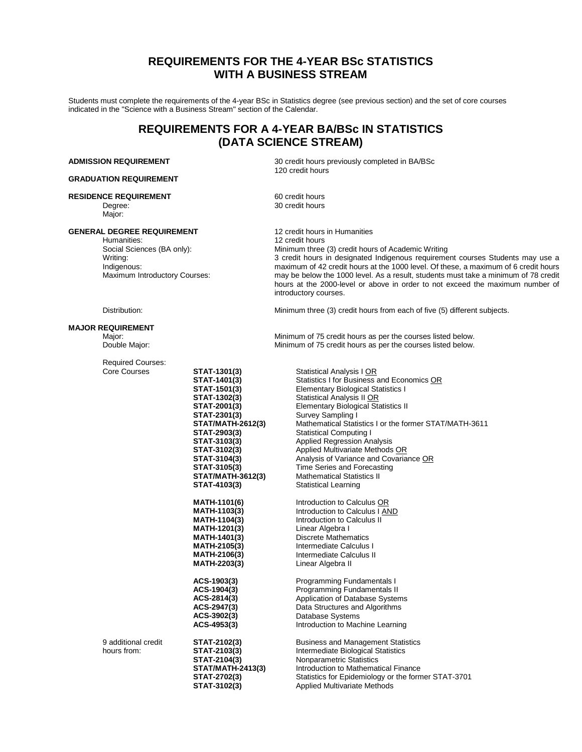## REQUIREMENTS FOR THE 4-YEAR BSc STATISTICS WITH A BUSINESS STREAM

Students must complete the requirements of the 4-year BSc in Statistics degree (see previous section) and the set of core courses indicated in the "Science with a Business Stream" section of the Calendar.

## REQUIREMENTS FOR A 4-YEAR BA/BSc IN STATISTICS (DATA SCIENCE STREAM)

**ADMISSION REQUIREMENT** — 30 credit hours previously completed in BA/BSc

**GRADUATION REQUIREMENT** — 120 credit hours

**RESIDENCE REQUIREMENT**
- Degree: 60 credit hours
- Major: 30 credit hours

**GENERAL DEGREE REQUIREMENT**
- Humanities: 12 credit hours in Humanities
- Social Sciences (BA only): 12 credit hours
- Writing: Minimum three (3) credit hours of Academic Writing
- Indigenous: 3 credit hours in designated Indigenous requirement courses
- Maximum Introductory Courses: Students may use a maximum of 42 credit hours at the 1000 level. Of these, a maximum of 6 credit hours may be below the 1000 level. As a result, students must take a minimum of 78 credit hours at the 2000-level or above in order to not exceed the maximum number of introductory courses.
- Distribution: Minimum three (3) credit hours from each of five (5) different subjects.

**MAJOR REQUIREMENT**
- Major: Minimum of 75 credit hours as per the courses listed below.
- Double Major: Minimum of 75 credit hours as per the courses listed below.

Required Courses:

Core Courses

| Course | Title |
|---|---|
| **STAT-1301(3)** | Statistical Analysis I OR |
| **STAT-1401(3)** | Statistics I for Business and Economics OR |
| **STAT-1501(3)** | Elementary Biological Statistics I |
| **STAT-1302(3)** | Statistical Analysis II OR |
| **STAT-2001(3)** | Elementary Biological Statistics II |
| **STAT-2301(3)** | Survey Sampling I |
| **STAT/MATH-2612(3)** | Mathematical Statistics I or the former STAT/MATH-3611 |
| **STAT-2903(3)** | Statistical Computing I |
| **STAT-3103(3)** | Applied Regression Analysis |
| **STAT-3102(3)** | Applied Multivariate Methods OR |
| **STAT-3104(3)** | Analysis of Variance and Covariance OR |
| **STAT-3105(3)** | Time Series and Forecasting |
| **STAT/MATH-3612(3)** | Mathematical Statistics II |
| **STAT-4103(3)** | Statistical Learning |
| **MATH-1101(6)** | Introduction to Calculus OR |
| **MATH-1103(3)** | Introduction to Calculus I AND |
| **MATH-1104(3)** | Introduction to Calculus II |
| **MATH-1201(3)** | Linear Algebra I |
| **MATH-1401(3)** | Discrete Mathematics |
| **MATH-2105(3)** | Intermediate Calculus I |
| **MATH-2106(3)** | Intermediate Calculus II |
| **MATH-2203(3)** | Linear Algebra II |
| **ACS-1903(3)** | Programming Fundamentals I |
| **ACS-1904(3)** | Programming Fundamentals II |
| **ACS-2814(3)** | Application of Database Systems |
| **ACS-2947(3)** | Data Structures and Algorithms |
| **ACS-3902(3)** | Database Systems |
| **ACS-4953(3)** | Introduction to Machine Learning |

9 additional credit hours from:

| Course | Title |
|---|---|
| **STAT-2102(3)** | Business and Management Statistics |
| **STAT-2103(3)** | Intermediate Biological Statistics |
| **STAT-2104(3)** | Nonparametric Statistics |
| **STAT/MATH-2413(3)** | Introduction to Mathematical Finance |
| **STAT-2702(3)** | Statistics for Epidemiology or the former STAT-3701 |
| **STAT-3102(3)** | Applied Multivariate Methods |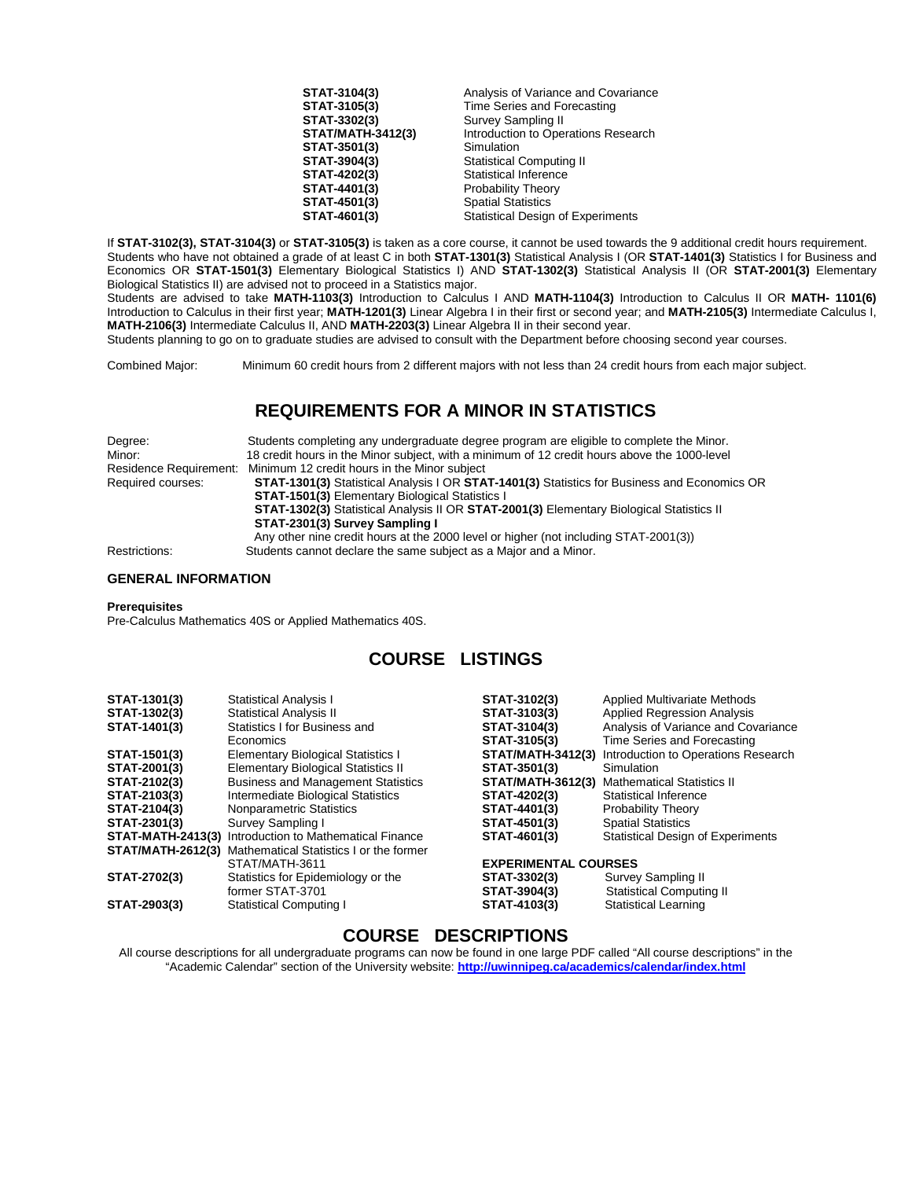| | |
|---|---|
| **STAT-3104(3)** | Analysis of Variance and Covariance |
| **STAT-3105(3)** | Time Series and Forecasting |
| **STAT-3302(3)** | Survey Sampling II |
| **STAT/MATH-3412(3)** | Introduction to Operations Research |
| **STAT-3501(3)** | Simulation |
| **STAT-3904(3)** | Statistical Computing II |
| **STAT-4202(3)** | Statistical Inference |
| **STAT-4401(3)** | Probability Theory |
| **STAT-4501(3)** | Spatial Statistics |
| **STAT-4601(3)** | Statistical Design of Experiments |

If **STAT-3102(3), STAT-3104(3)** or **STAT-3105(3)** is taken as a core course, it cannot be used towards the 9 additional credit hours requirement.
Students who have not obtained a grade of at least C in both **STAT-1301(3)** Statistical Analysis I (OR **STAT-1401(3)** Statistics I for Business and Economics OR **STAT-1501(3)** Elementary Biological Statistics I) AND **STAT-1302(3)** Statistical Analysis II (OR **STAT-2001(3)** Elementary Biological Statistics II) are advised not to proceed in a Statistics major.
Students are advised to take **MATH-1103(3)** Introduction to Calculus I AND **MATH-1104(3)** Introduction to Calculus II OR **MATH- 1101(6)** Introduction to Calculus in their first year; **MATH-1201(3)** Linear Algebra I in their first or second year; and **MATH-2105(3)** Intermediate Calculus I, **MATH-2106(3)** Intermediate Calculus II, AND **MATH-2203(3)** Linear Algebra II in their second year.
Students planning to go on to graduate studies are advised to consult with the Department before choosing second year courses.

Combined Major: Minimum 60 credit hours from 2 different majors with not less than 24 credit hours from each major subject.

## REQUIREMENTS FOR A MINOR IN STATISTICS

| | |
|---|---|
| Degree: | Students completing any undergraduate degree program are eligible to complete the Minor. |
| Minor: | 18 credit hours in the Minor subject, with a minimum of 12 credit hours above the 1000-level |
| Residence Requirement: | Minimum 12 credit hours in the Minor subject |
| Required courses: | **STAT-1301(3)** Statistical Analysis I OR **STAT-1401(3)** Statistics for Business and Economics OR **STAT-1501(3)** Elementary Biological Statistics I<br>**STAT-1302(3)** Statistical Analysis II OR **STAT-2001(3)** Elementary Biological Statistics II<br>**STAT-2301(3) Survey Sampling I**<br>Any other nine credit hours at the 2000 level or higher (not including STAT-2001(3)) |
| Restrictions: | Students cannot declare the same subject as a Major and a Minor. |

### GENERAL INFORMATION

**Prerequisites**
Pre-Calculus Mathematics 40S or Applied Mathematics 40S.

## COURSE LISTINGS

| | |
|---|---|
| **STAT-1301(3)** | Statistical Analysis I |
| **STAT-1302(3)** | Statistical Analysis II |
| **STAT-1401(3)** | Statistics I for Business and Economics |
| **STAT-1501(3)** | Elementary Biological Statistics I |
| **STAT-2001(3)** | Elementary Biological Statistics II |
| **STAT-2102(3)** | Business and Management Statistics |
| **STAT-2103(3)** | Intermediate Biological Statistics |
| **STAT-2104(3)** | Nonparametric Statistics |
| **STAT-2301(3)** | Survey Sampling I |
| **STAT-MATH-2413(3)** | Introduction to Mathematical Finance |
| **STAT/MATH-2612(3)** | Mathematical Statistics I or the former STAT/MATH-3611 |
| **STAT-2702(3)** | Statistics for Epidemiology or the former STAT-3701 |
| **STAT-2903(3)** | Statistical Computing I |
| **STAT-3102(3)** | Applied Multivariate Methods |
| **STAT-3103(3)** | Applied Regression Analysis |
| **STAT-3104(3)** | Analysis of Variance and Covariance |
| **STAT-3105(3)** | Time Series and Forecasting |
| **STAT/MATH-3412(3)** | Introduction to Operations Research |
| **STAT-3501(3)** | Simulation |
| **STAT/MATH-3612(3)** | Mathematical Statistics II |
| **STAT-4202(3)** | Statistical Inference |
| **STAT-4401(3)** | Probability Theory |
| **STAT-4501(3)** | Spatial Statistics |
| **STAT-4601(3)** | Statistical Design of Experiments |

**EXPERIMENTAL COURSES**

| | |
|---|---|
| **STAT-3302(3)** | Survey Sampling II |
| **STAT-3904(3)** | Statistical Computing II |
| **STAT-4103(3)** | Statistical Learning |

## COURSE DESCRIPTIONS

All course descriptions for all undergraduate programs can now be found in one large PDF called "All course descriptions" in the "Academic Calendar" section of the University website: **http://uwinnipeg.ca/academics/calendar/index.html**